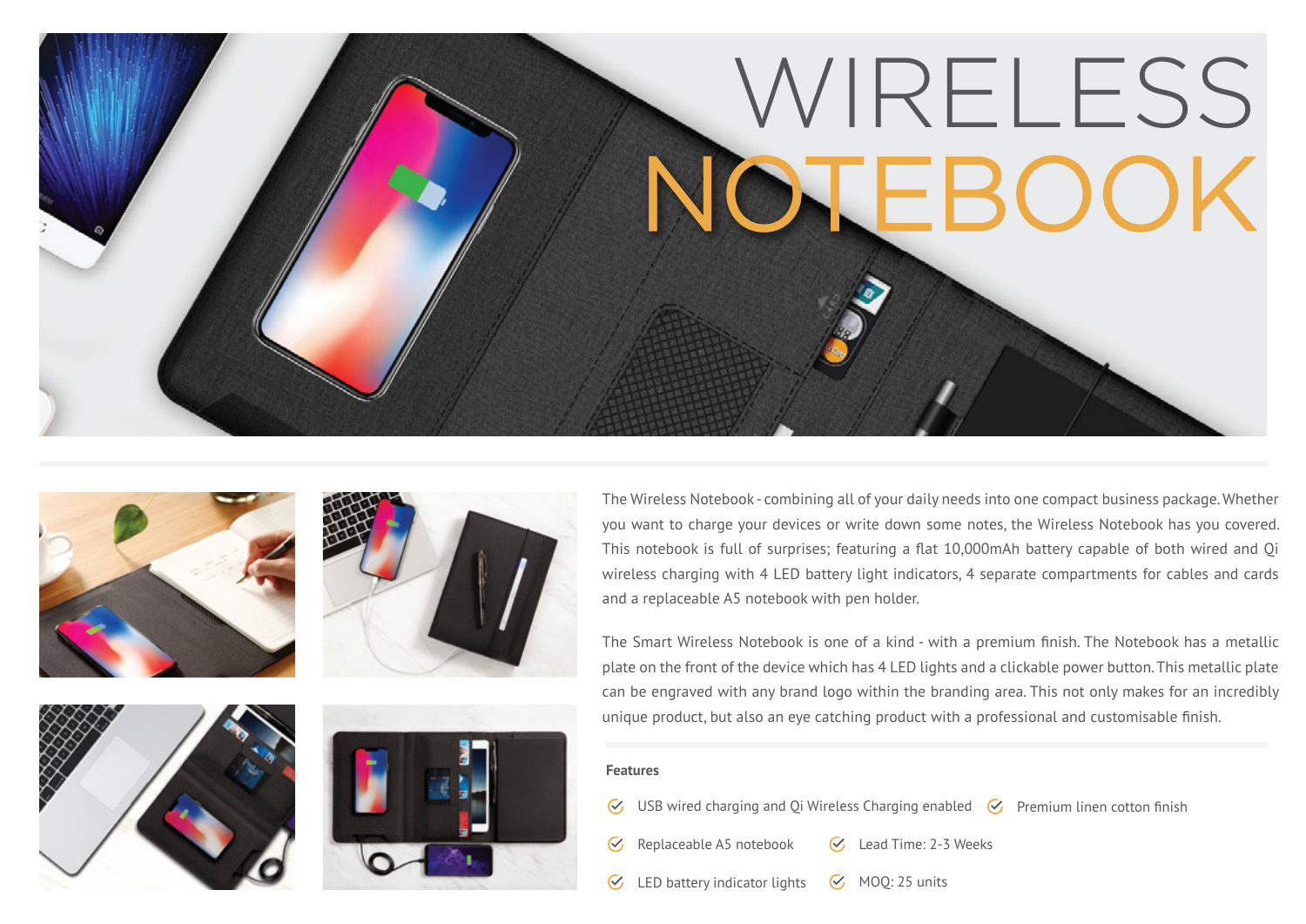# WIRELESS NOTEBOOK

The Wireless Notebook - combining all of your daily needs into one compact business package. Whether you want to charge your devices or write down some notes, the Wireless Notebook has you covered. This notebook is full of surprises; featuring a flat 10,000mAh battery capable of both wired and Qi wireless charging with 4 LED battery light indicators, 4 separate compartments for cables and cards and a replaceable A5 notebook with pen holder.

The Smart Wireless Notebook is one of a kind - with a premium finish. The Notebook has a metallic plate on the front of the device which has 4 LED lights and a clickable power button. This metallic plate can be engraved with any brand logo within the branding area. This not only makes for an incredibly unique product, but also an eye catching product with a professional and customisable finish.

**Features**

- USB wired charging and Qi Wireless Charging enabled
- Premium linen cotton finish
- Replaceable A5 notebook
- Lead Time: 2-3 Weeks
- LED battery indicator lights
- MOQ: 25 units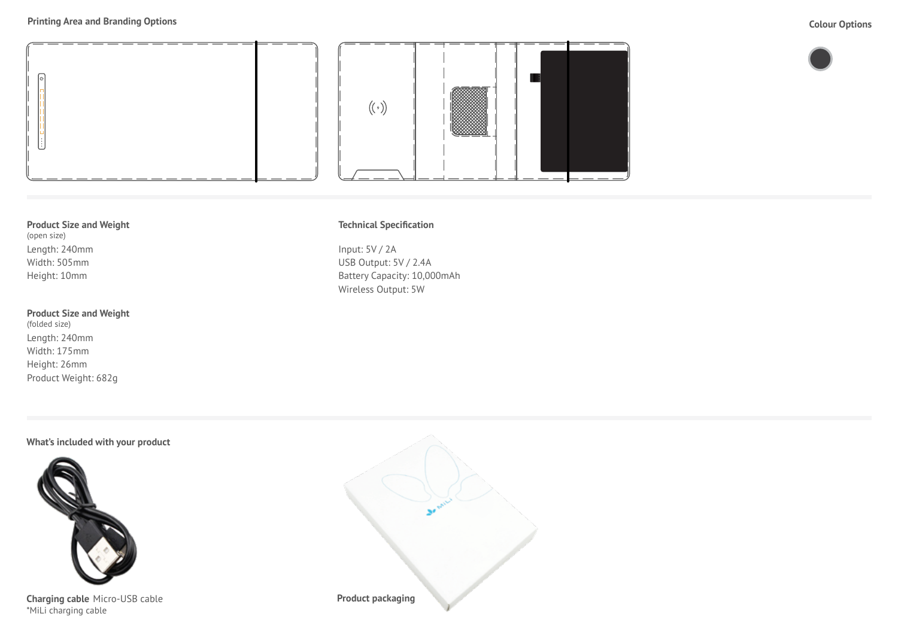## Printing Area and Branding Options

## Colour Options

## Product Size and Weight
(open size)

Length: 240mm
Width: 505mm
Height: 10mm

## Technical Specification

Input: 5V / 2A
USB Output: 5V / 2.4A
Battery Capacity: 10,000mAh
Wireless Output: 5W

## Product Size and Weight
(folded size)

Length: 240mm
Width: 175mm
Height: 26mm
Product Weight: 682g

## What's included with your product

**Charging cable** Micro-USB cable
*MiLi charging cable

**Product packaging**